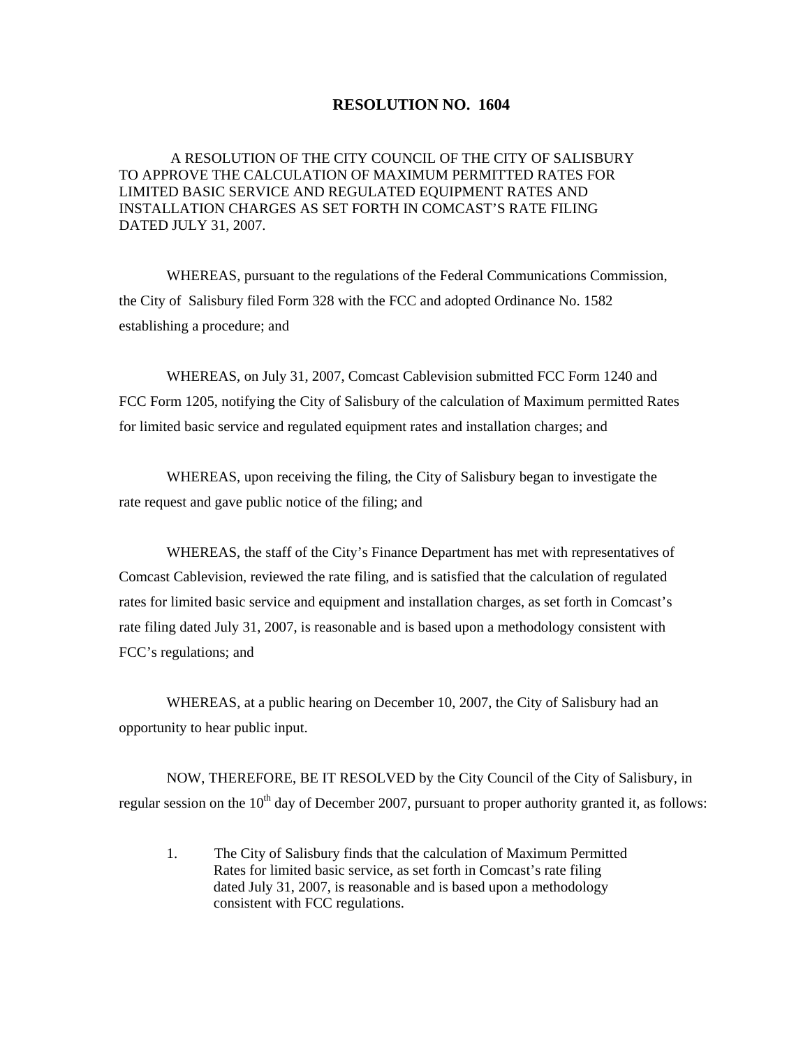# RESOLUTION NO. 1604

A RESOLUTION OF THE CITY COUNCIL OF THE CITY OF SALISBURY TO APPROVE THE CALCULATION OF MAXIMUM PERMITTED RATES FOR LIMITED BASIC SERVICE AND REGULATED EQUIPMENT RATES AND INSTALLATION CHARGES AS SET FORTH IN COMCAST'S RATE FILING DATED JULY 31, 2007.

WHEREAS, pursuant to the regulations of the Federal Communications Commission, the City of Salisbury filed Form 328 with the FCC and adopted Ordinance No. 1582 establishing a procedure; and

WHEREAS, on July 31, 2007, Comcast Cablevision submitted FCC Form 1240 and FCC Form 1205, notifying the City of Salisbury of the calculation of Maximum permitted Rates for limited basic service and regulated equipment rates and installation charges; and

WHEREAS, upon receiving the filing, the City of Salisbury began to investigate the rate request and gave public notice of the filing; and

WHEREAS, the staff of the City's Finance Department has met with representatives of Comcast Cablevision, reviewed the rate filing, and is satisfied that the calculation of regulated rates for limited basic service and equipment and installation charges, as set forth in Comcast's rate filing dated July 31, 2007, is reasonable and is based upon a methodology consistent with FCC's regulations; and

WHEREAS, at a public hearing on December 10, 2007, the City of Salisbury had an opportunity to hear public input.

NOW, THEREFORE, BE IT RESOLVED by the City Council of the City of Salisbury, in regular session on the 10th day of December 2007, pursuant to proper authority granted it, as follows:

1. The City of Salisbury finds that the calculation of Maximum Permitted Rates for limited basic service, as set forth in Comcast's rate filing dated July 31, 2007, is reasonable and is based upon a methodology consistent with FCC regulations.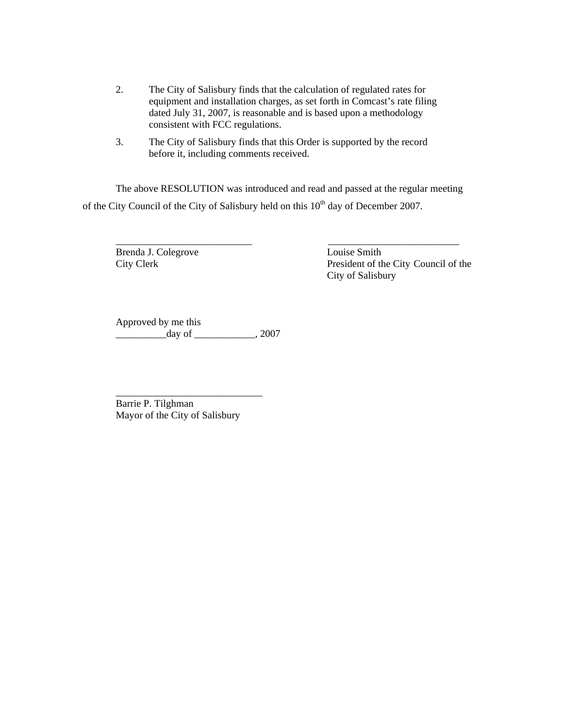2. The City of Salisbury finds that the calculation of regulated rates for equipment and installation charges, as set forth in Comcast's rate filing dated July 31, 2007, is reasonable and is based upon a methodology consistent with FCC regulations.

3. The City of Salisbury finds that this Order is supported by the record before it, including comments received.

The above RESOLUTION was introduced and read and passed at the regular meeting of the City Council of the City of Salisbury held on this 10th day of December 2007.

___________________________
Brenda J. Colegrove
City Clerk

___________________________
Louise Smith
President of the City Council of the City of Salisbury

Approved by me this
__________day of ____________, 2007

_____________________________
Barrie P. Tilghman
Mayor of the City of Salisbury